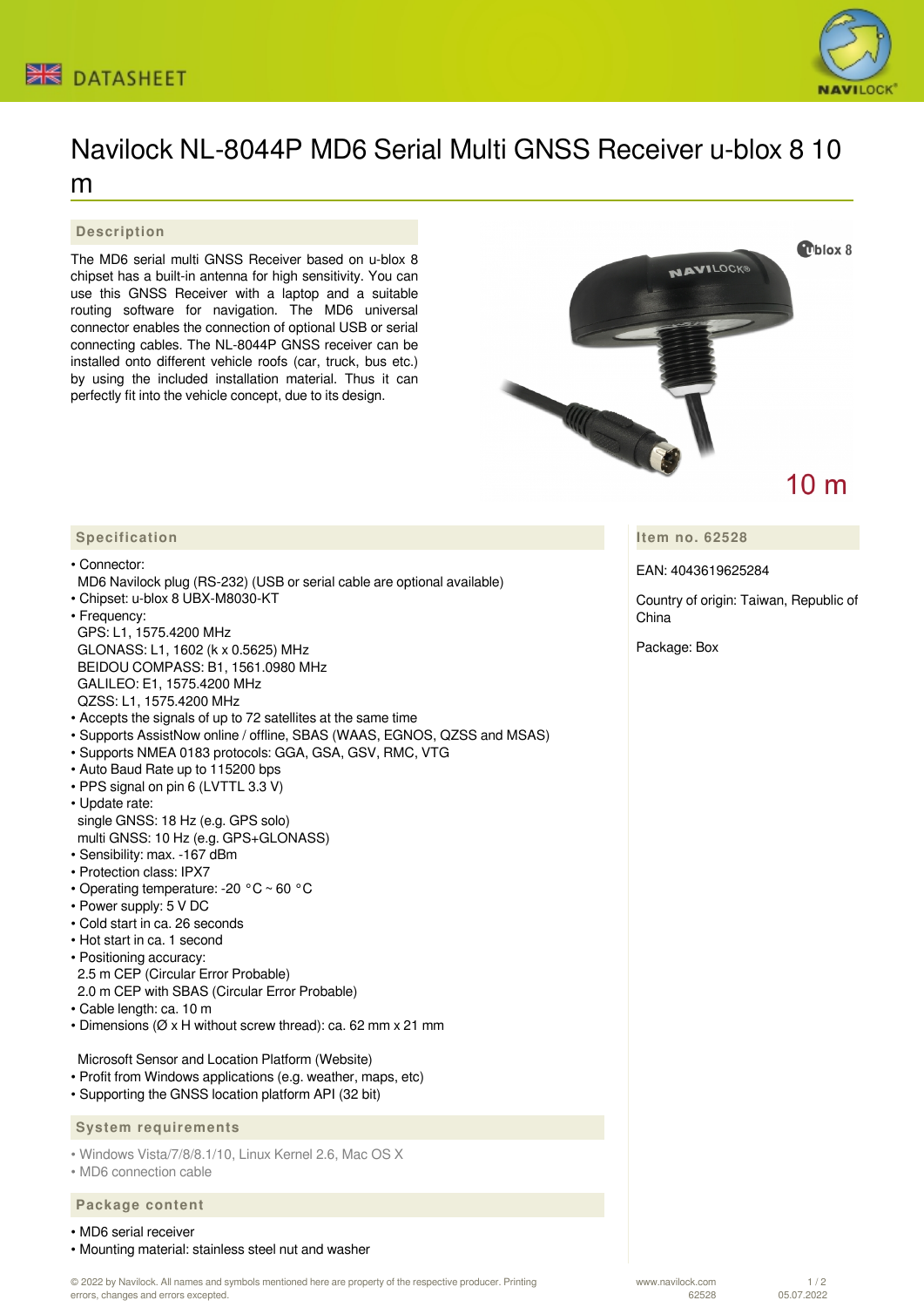DATASHEET

# Navilock NL-8044P MD6 Serial Multi GNSS Receiver u-blox 8 10 m

## Description

The MD6 serial multi GNSS Receiver based on u-blox 8 chipset has a built-in antenna for high sensitivity. You can use this GNSS Receiver with a laptop and a suitable routing software for navigation. The MD6 universal connector enables the connection of optional USB or serial connecting cables. The NL-8044P GNSS receiver can be installed onto different vehicle roofs (car, truck, bus etc.) by using the included installation material. Thus it can perfectly fit into the vehicle concept, due to its design.

10 m

## Specification

- Connector:
  MD6 Navilock plug (RS-232) (USB or serial cable are optional available)
- Chipset: u-blox 8 UBX-M8030-KT
- Frequency:
  GPS: L1, 1575.4200 MHz
  GLONASS: L1, 1602 (k x 0.5625) MHz
  BEIDOU COMPASS: B1, 1561.0980 MHz
  GALILEO: E1, 1575.4200 MHz
  QZSS: L1, 1575.4200 MHz
- Accepts the signals of up to 72 satellites at the same time
- Supports AssistNow online / offline, SBAS (WAAS, EGNOS, QZSS and MSAS)
- Supports NMEA 0183 protocols: GGA, GSA, GSV, RMC, VTG
- Auto Baud Rate up to 115200 bps
- PPS signal on pin 6 (LVTTL 3.3 V)
- Update rate:
  single GNSS: 18 Hz (e.g. GPS solo)
  multi GNSS: 10 Hz (e.g. GPS+GLONASS)
- Sensibility: max. -167 dBm
- Protection class: IPX7
- Operating temperature: -20 °C ~ 60 °C
- Power supply: 5 V DC
- Cold start in ca. 26 seconds
- Hot start in ca. 1 second
- Positioning accuracy:
  2.5 m CEP (Circular Error Probable)
  2.0 m CEP with SBAS (Circular Error Probable)
- Cable length: ca. 10 m
- Dimensions (Ø x H without screw thread): ca. 62 mm x 21 mm

Microsoft Sensor and Location Platform (Website)
- Profit from Windows applications (e.g. weather, maps, etc)
- Supporting the GNSS location platform API (32 bit)

## System requirements

- Windows Vista/7/8/8.1/10, Linux Kernel 2.6, Mac OS X
- MD6 connection cable

## Package content

- MD6 serial receiver
- Mounting material: stainless steel nut and washer

## Item no. 62528

EAN: 4043619625284

Country of origin: Taiwan, Republic of China

Package: Box

© 2022 by Navilock. All names and symbols mentioned here are property of the respective producer. Printing errors, changes and errors excepted.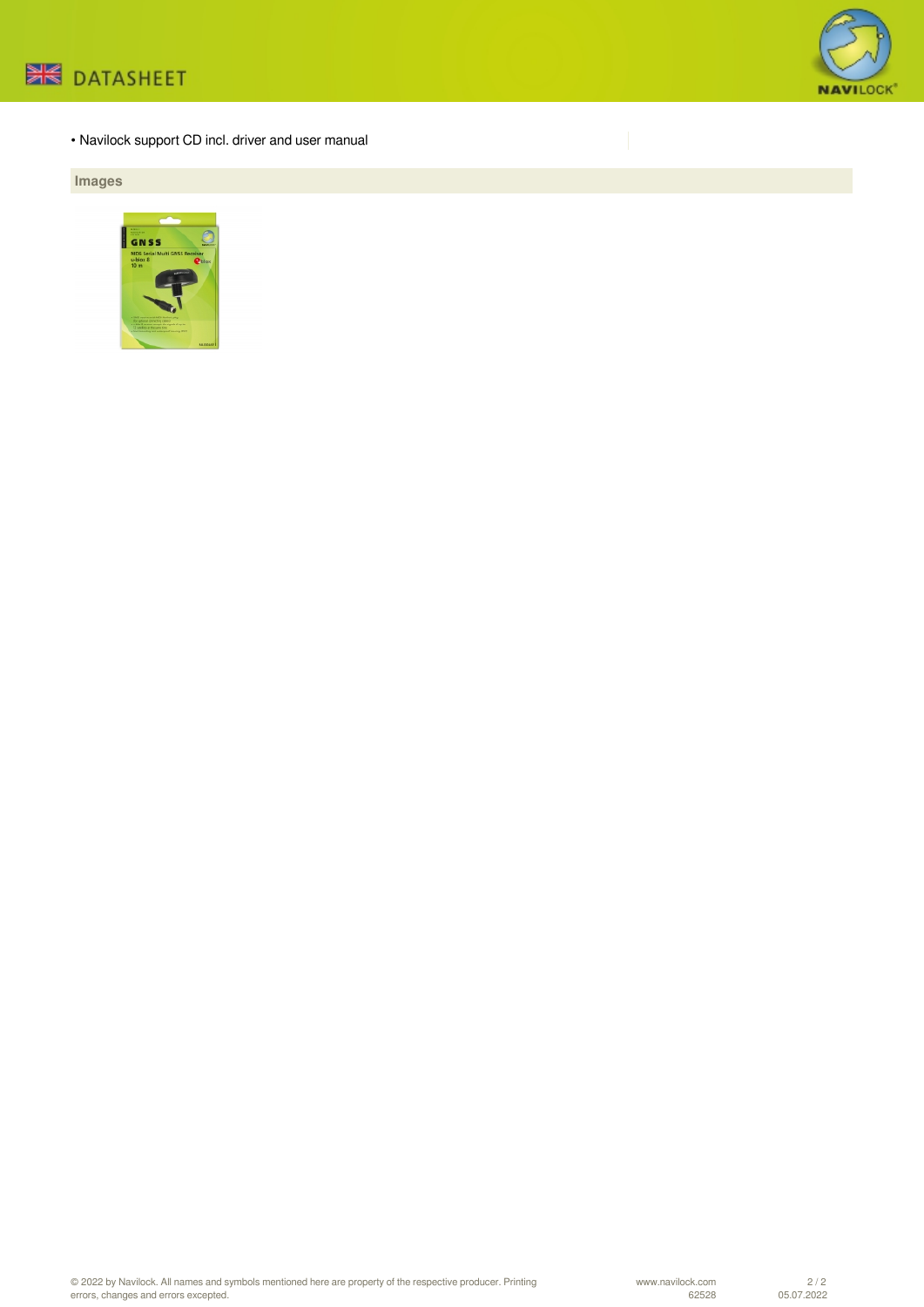- Navilock support CD incl. driver and user manual

## Images